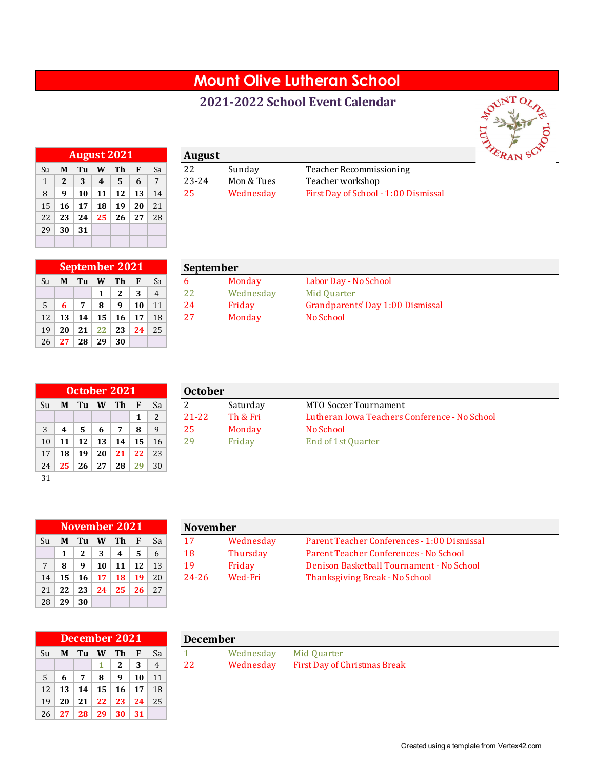# Mount Olive Lutheran School

## 2021-2022 School Event Calendar

### August 2021

| Su | M | Tu | W | Th | F | Sa |
|---|---|---|---|---|---|---|
| 1 | 2 | 3 | 4 | 5 | 6 | 7 |
| 8 | 9 | 10 | 11 | 12 | 13 | 14 |
| 15 | 16 | 17 | 18 | 19 | 20 | 21 |
| 22 | 23 | 24 | 25 | 26 | 27 | 28 |
| 29 | 30 | 31 | | | | |

### August

| | | |
|---|---|---|
| 22 | Sunday | Teacher Recommissioning |
| 23-24 | Mon & Tues | Teacher workshop |
| 25 | Wednesday | First Day of School - 1:00 Dismissal |

### September 2021

| Su | M | Tu | W | Th | F | Sa |
|---|---|---|---|---|---|---|
| | | | 1 | 2 | 3 | 4 |
| 5 | 6 | 7 | 8 | 9 | 10 | 11 |
| 12 | 13 | 14 | 15 | 16 | 17 | 18 |
| 19 | 20 | 21 | 22 | 23 | 24 | 25 |
| 26 | 27 | 28 | 29 | 30 | | |

### September

| | | |
|---|---|---|
| 6 | Monday | Labor Day - No School |
| 22 | Wednesday | Mid Quarter |
| 24 | Friday | Grandparents' Day 1:00 Dismissal |
| 27 | Monday | No School |

### October 2021

| Su | M | Tu | W | Th | F | Sa |
|---|---|---|---|---|---|---|
| | | | | | 1 | 2 |
| 3 | 4 | 5 | 6 | 7 | 8 | 9 |
| 10 | 11 | 12 | 13 | 14 | 15 | 16 |
| 17 | 18 | 19 | 20 | 21 | 22 | 23 |
| 24 | 25 | 26 | 27 | 28 | 29 | 30 |
| 31 | | | | | | |

### October

| | | |
|---|---|---|
| 2 | Saturday | MTO Soccer Tournament |
| 21-22 | Th & Fri | Lutheran Iowa Teachers Conference - No School |
| 25 | Monday | No School |
| 29 | Friday | End of 1st Quarter |

### November 2021

| Su | M | Tu | W | Th | F | Sa |
|---|---|---|---|---|---|---|
| | 1 | 2 | 3 | 4 | 5 | 6 |
| 7 | 8 | 9 | 10 | 11 | 12 | 13 |
| 14 | 15 | 16 | 17 | 18 | 19 | 20 |
| 21 | 22 | 23 | 24 | 25 | 26 | 27 |
| 28 | 29 | 30 | | | | |

### November

| | | |
|---|---|---|
| 17 | Wednesday | Parent Teacher Conferences - 1:00 Dismissal |
| 18 | Thursday | Parent Teacher Conferences - No School |
| 19 | Friday | Denison Basketball Tournament - No School |
| 24-26 | Wed-Fri | Thanksgiving Break - No School |

### December 2021

| Su | M | Tu | W | Th | F | Sa |
|---|---|---|---|---|---|---|
| | | | 1 | 2 | 3 | 4 |
| 5 | 6 | 7 | 8 | 9 | 10 | 11 |
| 12 | 13 | 14 | 15 | 16 | 17 | 18 |
| 19 | 20 | 21 | 22 | 23 | 24 | 25 |
| 26 | 27 | 28 | 29 | 30 | 31 | |

### December

| | | |
|---|---|---|
| 1 | Wednesday | Mid Quarter |
| 22 | Wednesday | First Day of Christmas Break |

Created using a template from Vertex42.com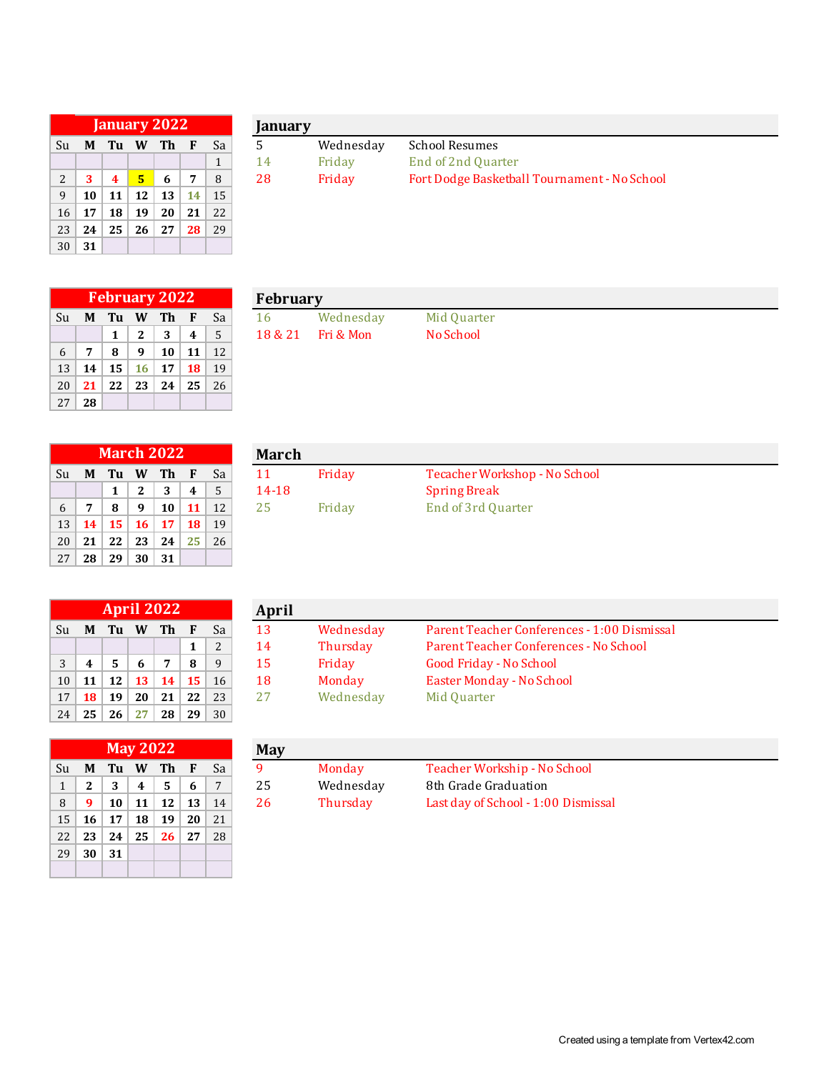## January 2022

| Su | M | Tu | W | Th | F | Sa |
|---|---|---|---|---|---|---|
| | | | | | | 1 |
| 2 | 3 | 4 | 5 | 6 | 7 | 8 |
| 9 | 10 | 11 | 12 | 13 | 14 | 15 |
| 16 | 17 | 18 | 19 | 20 | 21 | 22 |
| 23 | 24 | 25 | 26 | 27 | 28 | 29 |
| 30 | 31 | | | | | |

### January

| | | |
|---|---|---|
| 5 | Wednesday | School Resumes |
| 14 | Friday | End of 2nd Quarter |
| 28 | Friday | Fort Dodge Basketball Tournament - No School |

## February 2022

| Su | M | Tu | W | Th | F | Sa |
|---|---|---|---|---|---|---|
| | | 1 | 2 | 3 | 4 | 5 |
| 6 | 7 | 8 | 9 | 10 | 11 | 12 |
| 13 | 14 | 15 | 16 | 17 | 18 | 19 |
| 20 | 21 | 22 | 23 | 24 | 25 | 26 |
| 27 | 28 | | | | | |

### February

| | | |
|---|---|---|
| 16 | Wednesday | Mid Quarter |
| 18 & 21 | Fri & Mon | No School |

## March 2022

| Su | M | Tu | W | Th | F | Sa |
|---|---|---|---|---|---|---|
| | | 1 | 2 | 3 | 4 | 5 |
| 6 | 7 | 8 | 9 | 10 | 11 | 12 |
| 13 | 14 | 15 | 16 | 17 | 18 | 19 |
| 20 | 21 | 22 | 23 | 24 | 25 | 26 |
| 27 | 28 | 29 | 30 | 31 | | |

### March

| | | |
|---|---|---|
| 11 | Friday | Tecacher Workshop - No School |
| 14-18 | | Spring Break |
| 25 | Friday | End of 3rd Quarter |

## April 2022

| Su | M | Tu | W | Th | F | Sa |
|---|---|---|---|---|---|---|
| | | | | | 1 | 2 |
| 3 | 4 | 5 | 6 | 7 | 8 | 9 |
| 10 | 11 | 12 | 13 | 14 | 15 | 16 |
| 17 | 18 | 19 | 20 | 21 | 22 | 23 |
| 24 | 25 | 26 | 27 | 28 | 29 | 30 |

### April

| | | |
|---|---|---|
| 13 | Wednesday | Parent Teacher Conferences - 1:00 Dismissal |
| 14 | Thursday | Parent Teacher Conferences - No School |
| 15 | Friday | Good Friday - No School |
| 18 | Monday | Easter Monday - No School |
| 27 | Wednesday | Mid Quarter |

## May 2022

| Su | M | Tu | W | Th | F | Sa |
|---|---|---|---|---|---|---|
| 1 | 2 | 3 | 4 | 5 | 6 | 7 |
| 8 | 9 | 10 | 11 | 12 | 13 | 14 |
| 15 | 16 | 17 | 18 | 19 | 20 | 21 |
| 22 | 23 | 24 | 25 | 26 | 27 | 28 |
| 29 | 30 | 31 | | | | |

### May

| | | |
|---|---|---|
| 9 | Monday | Teacher Workship - No School |
| 25 | Wednesday | 8th Grade Graduation |
| 26 | Thursday | Last day of School - 1:00 Dismissal |

Created using a template from Vertex42.com